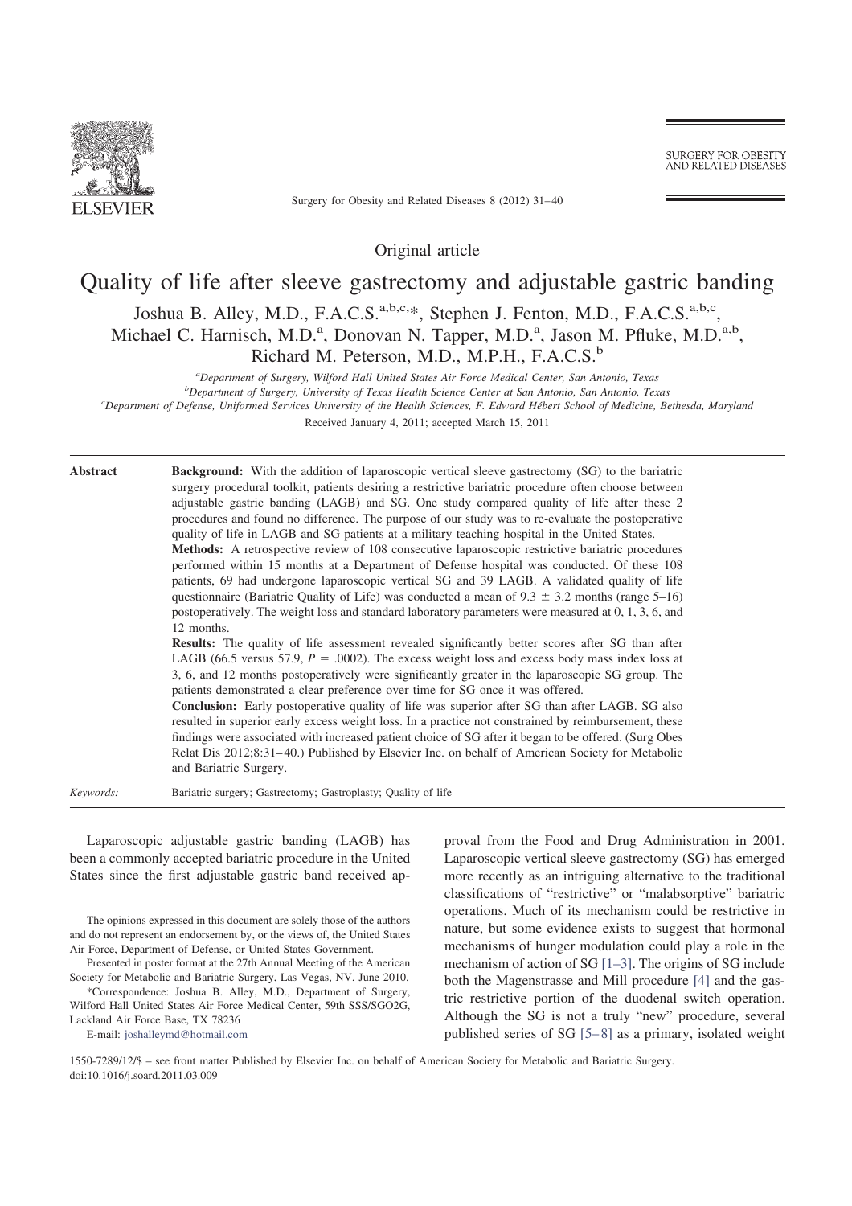Original article

# Quality of life after sleeve gastrectomy and adjustable gastric banding

Joshua B. Alley, M.D., F.A.C.S.[a,b,c,*], Stephen J. Fenton, M.D., F.A.C.S.[a,b,c], Michael C. Harnisch, M.D.[a], Donovan N. Tapper, M.D.[a], Jason M. Pfluke, M.D.[a,b], Richard M. Peterson, M.D., M.P.H., F.A.C.S.[b]

[a]*Department of Surgery, Wilford Hall United States Air Force Medical Center, San Antonio, Texas*

[b]*Department of Surgery, University of Texas Health Science Center at San Antonio, San Antonio, Texas*

[c]*Department of Defense, Uniformed Services University of the Health Sciences, F. Edward Hébert School of Medicine, Bethesda, Maryland*

Received January 4, 2011; accepted March 15, 2011

**Abstract**

**Background:** With the addition of laparoscopic vertical sleeve gastrectomy (SG) to the bariatric surgery procedural toolkit, patients desiring a restrictive bariatric procedure often choose between adjustable gastric banding (LAGB) and SG. One study compared quality of life after these 2 procedures and found no difference. The purpose of our study was to re-evaluate the postoperative quality of life in LAGB and SG patients at a military teaching hospital in the United States.

**Methods:** A retrospective review of 108 consecutive laparoscopic restrictive bariatric procedures performed within 15 months at a Department of Defense hospital was conducted. Of these 108 patients, 69 had undergone laparoscopic vertical SG and 39 LAGB. A validated quality of life questionnaire (Bariatric Quality of Life) was conducted a mean of $9.3 \pm 3.2$ months (range 5–16) postoperatively. The weight loss and standard laboratory parameters were measured at 0, 1, 3, 6, and 12 months.

**Results:** The quality of life assessment revealed significantly better scores after SG than after LAGB (66.5 versus 57.9, $P = .0002$). The excess weight loss and excess body mass index loss at 3, 6, and 12 months postoperatively were significantly greater in the laparoscopic SG group. The patients demonstrated a clear preference over time for SG once it was offered.

**Conclusion:** Early postoperative quality of life was superior after SG than after LAGB. SG also resulted in superior early excess weight loss. In a practice not constrained by reimbursement, these findings were associated with increased patient choice of SG after it began to be offered. (Surg Obes Relat Dis 2012;8:31–40.) Published by Elsevier Inc. on behalf of American Society for Metabolic and Bariatric Surgery.

*Keywords:* Bariatric surgery; Gastrectomy; Gastroplasty; Quality of life

Laparoscopic adjustable gastric banding (LAGB) has been a commonly accepted bariatric procedure in the United States since the first adjustable gastric band received approval from the Food and Drug Administration in 2001. Laparoscopic vertical sleeve gastrectomy (SG) has emerged more recently as an intriguing alternative to the traditional classifications of "restrictive" or "malabsorptive" bariatric operations. Much of its mechanism could be restrictive in nature, but some evidence exists to suggest that hormonal mechanisms of hunger modulation could play a role in the mechanism of action of SG [1–3]. The origins of SG include both the Magenstrasse and Mill procedure [4] and the gastric restrictive portion of the duodenal switch operation. Although the SG is not a truly "new" procedure, several published series of SG [5–8] as a primary, isolated weight

The opinions expressed in this document are solely those of the authors and do not represent an endorsement by, or the views of, the United States Air Force, Department of Defense, or United States Government.

Presented in poster format at the 27th Annual Meeting of the American Society for Metabolic and Bariatric Surgery, Las Vegas, NV, June 2010.

*Correspondence: Joshua B. Alley, M.D., Department of Surgery, Wilford Hall United States Air Force Medical Center, 59th SSS/SGO2G, Lackland Air Force Base, TX 78236

E-mail: joshalleymd@hotmail.com

1550-7289/12/$ – see front matter Published by Elsevier Inc. on behalf of American Society for Metabolic and Bariatric Surgery.
doi:10.1016/j.soard.2011.03.009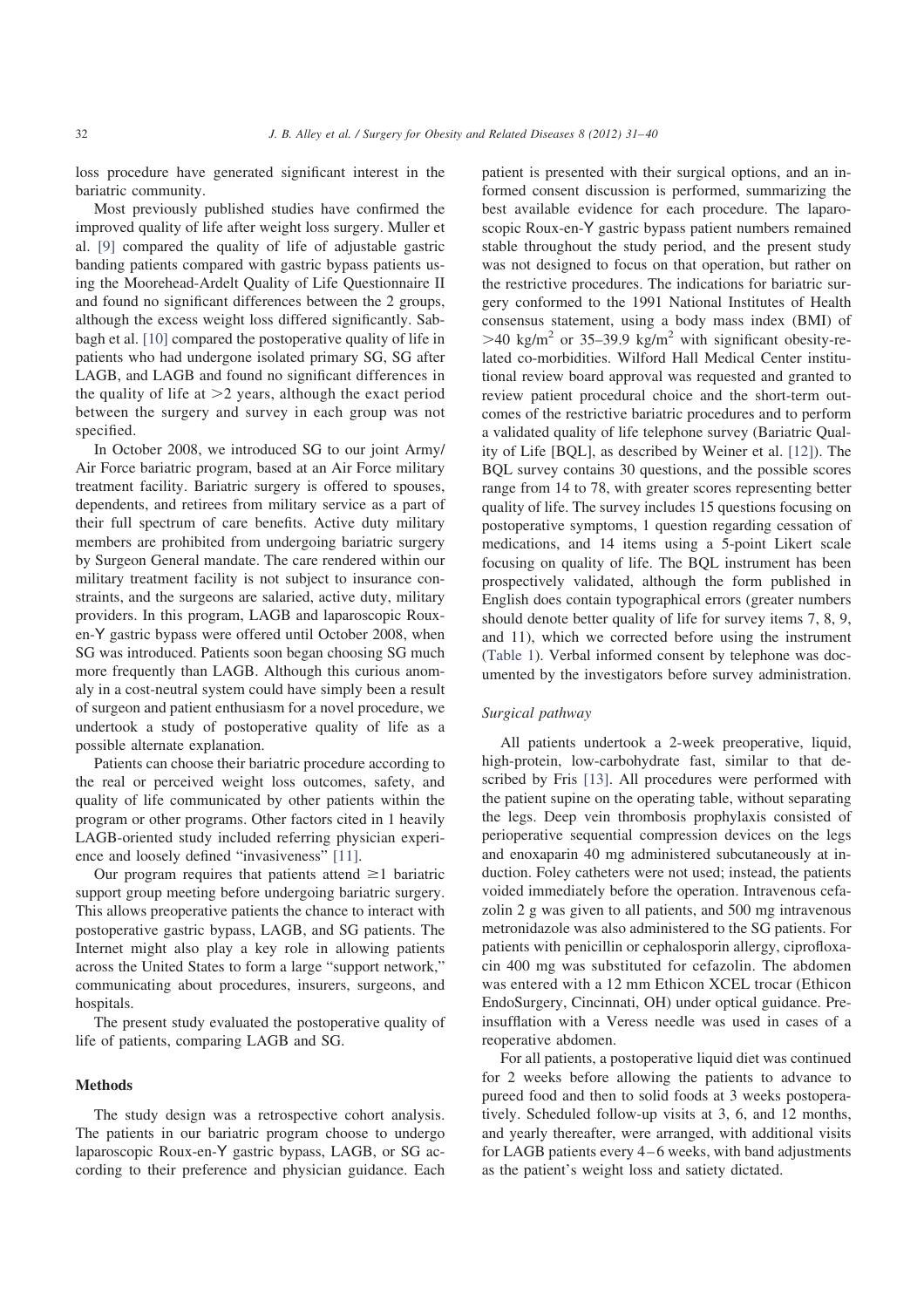loss procedure have generated significant interest in the bariatric community.

Most previously published studies have confirmed the improved quality of life after weight loss surgery. Muller et al. [9] compared the quality of life of adjustable gastric banding patients compared with gastric bypass patients using the Moorehead-Ardelt Quality of Life Questionnaire II and found no significant differences between the 2 groups, although the excess weight loss differed significantly. Sabbagh et al. [10] compared the postoperative quality of life in patients who had undergone isolated primary SG, SG after LAGB, and LAGB and found no significant differences in the quality of life at >2 years, although the exact period between the surgery and survey in each group was not specified.

In October 2008, we introduced SG to our joint Army/Air Force bariatric program, based at an Air Force military treatment facility. Bariatric surgery is offered to spouses, dependents, and retirees from military service as a part of their full spectrum of care benefits. Active duty military members are prohibited from undergoing bariatric surgery by Surgeon General mandate. The care rendered within our military treatment facility is not subject to insurance constraints, and the surgeons are salaried, active duty, military providers. In this program, LAGB and laparoscopic Roux-en-Y gastric bypass were offered until October 2008, when SG was introduced. Patients soon began choosing SG much more frequently than LAGB. Although this curious anomaly in a cost-neutral system could have simply been a result of surgeon and patient enthusiasm for a novel procedure, we undertook a study of postoperative quality of life as a possible alternate explanation.

Patients can choose their bariatric procedure according to the real or perceived weight loss outcomes, safety, and quality of life communicated by other patients within the program or other programs. Other factors cited in 1 heavily LAGB-oriented study included referring physician experience and loosely defined "invasiveness" [11].

Our program requires that patients attend ≥1 bariatric support group meeting before undergoing bariatric surgery. This allows preoperative patients the chance to interact with postoperative gastric bypass, LAGB, and SG patients. The Internet might also play a key role in allowing patients across the United States to form a large "support network," communicating about procedures, insurers, surgeons, and hospitals.

The present study evaluated the postoperative quality of life of patients, comparing LAGB and SG.

## Methods

The study design was a retrospective cohort analysis. The patients in our bariatric program choose to undergo laparoscopic Roux-en-Y gastric bypass, LAGB, or SG according to their preference and physician guidance. Each patient is presented with their surgical options, and an informed consent discussion is performed, summarizing the best available evidence for each procedure. The laparoscopic Roux-en-Y gastric bypass patient numbers remained stable throughout the study period, and the present study was not designed to focus on that operation, but rather on the restrictive procedures. The indications for bariatric surgery conformed to the 1991 National Institutes of Health consensus statement, using a body mass index (BMI) of >40 kg/m$^2$ or 35–39.9 kg/m$^2$ with significant obesity-related co-morbidities. Wilford Hall Medical Center institutional review board approval was requested and granted to review patient procedural choice and the short-term outcomes of the restrictive bariatric procedures and to perform a validated quality of life telephone survey (Bariatric Quality of Life [BQL], as described by Weiner et al. [12]). The BQL survey contains 30 questions, and the possible scores range from 14 to 78, with greater scores representing better quality of life. The survey includes 15 questions focusing on postoperative symptoms, 1 question regarding cessation of medications, and 14 items using a 5-point Likert scale focusing on quality of life. The BQL instrument has been prospectively validated, although the form published in English does contain typographical errors (greater numbers should denote better quality of life for survey items 7, 8, 9, and 11), which we corrected before using the instrument (Table 1). Verbal informed consent by telephone was documented by the investigators before survey administration.

### *Surgical pathway*

All patients undertook a 2-week preoperative, liquid, high-protein, low-carbohydrate fast, similar to that described by Fris [13]. All procedures were performed with the patient supine on the operating table, without separating the legs. Deep vein thrombosis prophylaxis consisted of perioperative sequential compression devices on the legs and enoxaparin 40 mg administered subcutaneously at induction. Foley catheters were not used; instead, the patients voided immediately before the operation. Intravenous cefazolin 2 g was given to all patients, and 500 mg intravenous metronidazole was also administered to the SG patients. For patients with penicillin or cephalosporin allergy, ciprofloxacin 400 mg was substituted for cefazolin. The abdomen was entered with a 12 mm Ethicon XCEL trocar (Ethicon EndoSurgery, Cincinnati, OH) under optical guidance. Preinsufflation with a Veress needle was used in cases of a reoperative abdomen.

For all patients, a postoperative liquid diet was continued for 2 weeks before allowing the patients to advance to pureed food and then to solid foods at 3 weeks postoperatively. Scheduled follow-up visits at 3, 6, and 12 months, and yearly thereafter, were arranged, with additional visits for LAGB patients every 4–6 weeks, with band adjustments as the patient's weight loss and satiety dictated.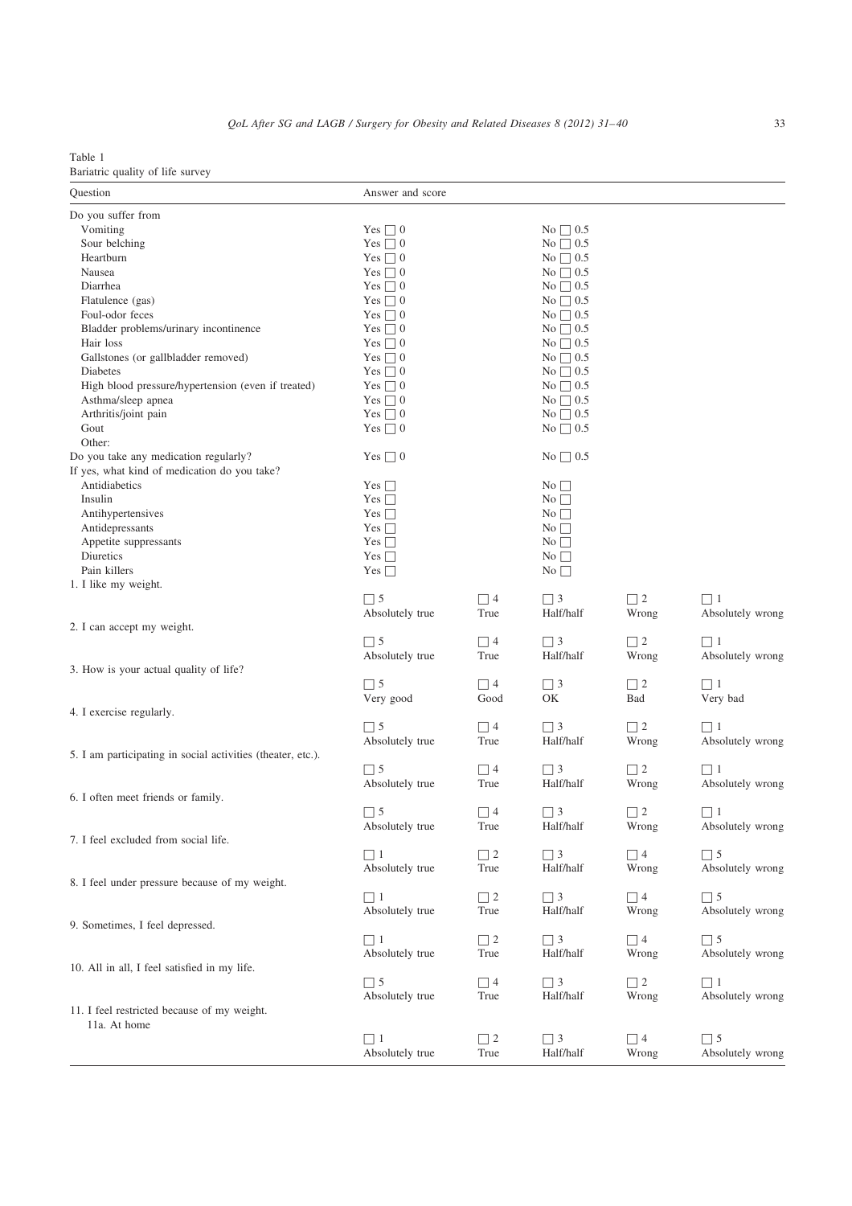Table 1
Bariatric quality of life survey

| Question | Answer and score | | | | |
|---|---|---|---|---|---|
| Do you suffer from | | | | | |
| Vomiting | Yes ☐ 0 | | No ☐ 0.5 | | |
| Sour belching | Yes ☐ 0 | | No ☐ 0.5 | | |
| Heartburn | Yes ☐ 0 | | No ☐ 0.5 | | |
| Nausea | Yes ☐ 0 | | No ☐ 0.5 | | |
| Diarrhea | Yes ☐ 0 | | No ☐ 0.5 | | |
| Flatulence (gas) | Yes ☐ 0 | | No ☐ 0.5 | | |
| Foul-odor feces | Yes ☐ 0 | | No ☐ 0.5 | | |
| Bladder problems/urinary incontinence | Yes ☐ 0 | | No ☐ 0.5 | | |
| Hair loss | Yes ☐ 0 | | No ☐ 0.5 | | |
| Gallstones (or gallbladder removed) | Yes ☐ 0 | | No ☐ 0.5 | | |
| Diabetes | Yes ☐ 0 | | No ☐ 0.5 | | |
| High blood pressure/hypertension (even if treated) | Yes ☐ 0 | | No ☐ 0.5 | | |
| Asthma/sleep apnea | Yes ☐ 0 | | No ☐ 0.5 | | |
| Arthritis/joint pain | Yes ☐ 0 | | No ☐ 0.5 | | |
| Gout | Yes ☐ 0 | | No ☐ 0.5 | | |
| Other: | | | | | |
| Do you take any medication regularly? | Yes ☐ 0 | | No ☐ 0.5 | | |
| If yes, what kind of medication do you take? | | | | | |
| Antidiabetics | Yes ☐ | | No ☐ | | |
| Insulin | Yes ☐ | | No ☐ | | |
| Antihypertensives | Yes ☐ | | No ☐ | | |
| Antidepressants | Yes ☐ | | No ☐ | | |
| Appetite suppressants | Yes ☐ | | No ☐ | | |
| Diuretics | Yes ☐ | | No ☐ | | |
| Pain killers | Yes ☐ | | No ☐ | | |
| 1. I like my weight. | ☐ 5 Absolutely true | ☐ 4 True | ☐ 3 Half/half | ☐ 2 Wrong | ☐ 1 Absolutely wrong |
| 2. I can accept my weight. | ☐ 5 Absolutely true | ☐ 4 True | ☐ 3 Half/half | ☐ 2 Wrong | ☐ 1 Absolutely wrong |
| 3. How is your actual quality of life? | ☐ 5 Very good | ☐ 4 Good | ☐ 3 OK | ☐ 2 Bad | ☐ 1 Very bad |
| 4. I exercise regularly. | ☐ 5 Absolutely true | ☐ 4 True | ☐ 3 Half/half | ☐ 2 Wrong | ☐ 1 Absolutely wrong |
| 5. I am participating in social activities (theater, etc.). | ☐ 5 Absolutely true | ☐ 4 True | ☐ 3 Half/half | ☐ 2 Wrong | ☐ 1 Absolutely wrong |
| 6. I often meet friends or family. | ☐ 5 Absolutely true | ☐ 4 True | ☐ 3 Half/half | ☐ 2 Wrong | ☐ 1 Absolutely wrong |
| 7. I feel excluded from social life. | ☐ 1 Absolutely true | ☐ 2 True | ☐ 3 Half/half | ☐ 4 Wrong | ☐ 5 Absolutely wrong |
| 8. I feel under pressure because of my weight. | ☐ 1 Absolutely true | ☐ 2 True | ☐ 3 Half/half | ☐ 4 Wrong | ☐ 5 Absolutely wrong |
| 9. Sometimes, I feel depressed. | ☐ 1 Absolutely true | ☐ 2 True | ☐ 3 Half/half | ☐ 4 Wrong | ☐ 5 Absolutely wrong |
| 10. All in all, I feel satisfied in my life. | ☐ 5 Absolutely true | ☐ 4 True | ☐ 3 Half/half | ☐ 2 Wrong | ☐ 1 Absolutely wrong |
| 11. I feel restricted because of my weight. | | | | | |
| 11a. At home | ☐ 1 Absolutely true | ☐ 2 True | ☐ 3 Half/half | ☐ 4 Wrong | ☐ 5 Absolutely wrong |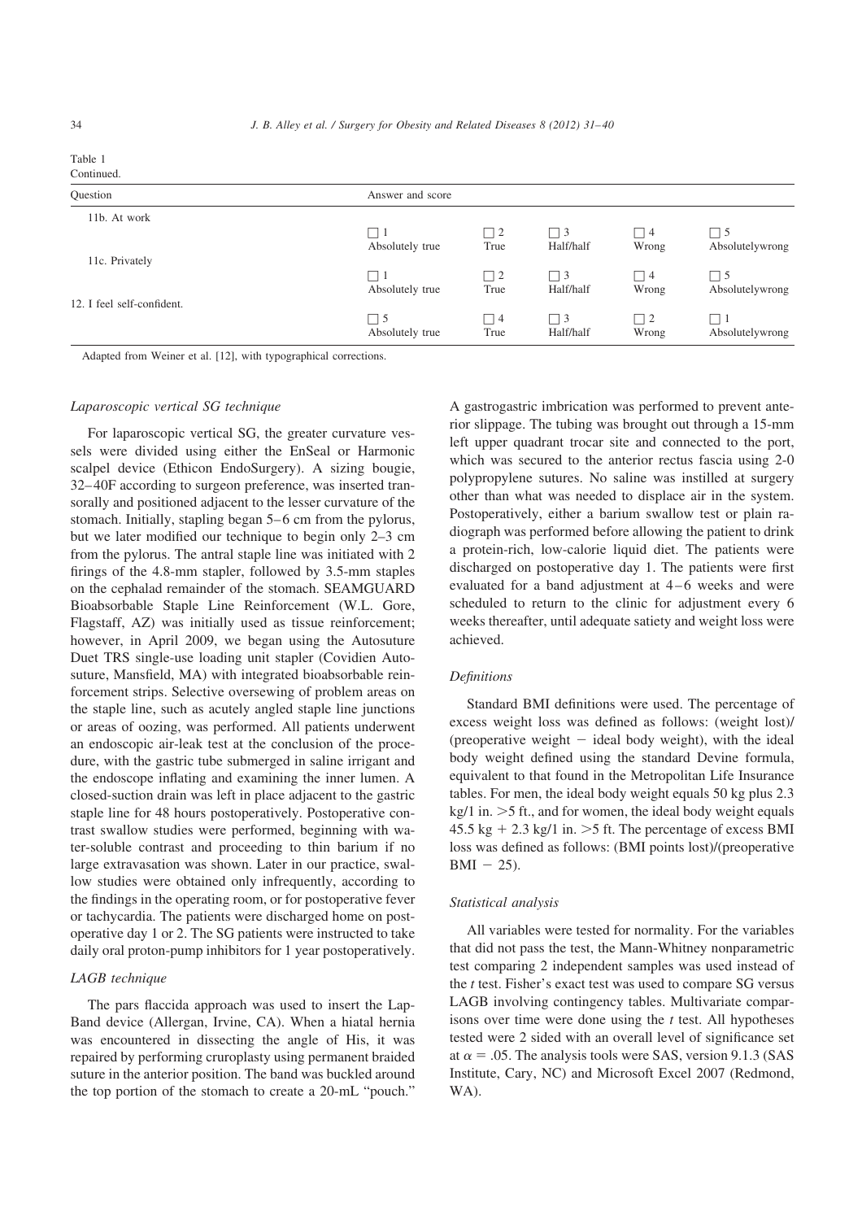Table 1
Continued.

| Question | Answer and score | | | | |
|---|---|---|---|---|---|
| 11b. At work | | | | | |
| | ☐ 1 Absolutely true | ☐ 2 True | ☐ 3 Half/half | ☐ 4 Wrong | ☐ 5 Absolutelywrong |
| 11c. Privately | | | | | |
| | ☐ 1 Absolutely true | ☐ 2 True | ☐ 3 Half/half | ☐ 4 Wrong | ☐ 5 Absolutelywrong |
| 12. I feel self-confident. | | | | | |
| | ☐ 5 Absolutely true | ☐ 4 True | ☐ 3 Half/half | ☐ 2 Wrong | ☐ 1 Absolutelywrong |

Adapted from Weiner et al. [12], with typographical corrections.

### *Laparoscopic vertical SG technique*

For laparoscopic vertical SG, the greater curvature vessels were divided using either the EnSeal or Harmonic scalpel device (Ethicon EndoSurgery). A sizing bougie, 32–40F according to surgeon preference, was inserted transorally and positioned adjacent to the lesser curvature of the stomach. Initially, stapling began 5–6 cm from the pylorus, but we later modified our technique to begin only 2–3 cm from the pylorus. The antral staple line was initiated with 2 firings of the 4.8-mm stapler, followed by 3.5-mm staples on the cephalad remainder of the stomach. SEAMGUARD Bioabsorbable Staple Line Reinforcement (W.L. Gore, Flagstaff, AZ) was initially used as tissue reinforcement; however, in April 2009, we began using the Autosuture Duet TRS single-use loading unit stapler (Covidien Autosuture, Mansfield, MA) with integrated bioabsorbable reinforcement strips. Selective oversewing of problem areas on the staple line, such as acutely angled staple line junctions or areas of oozing, was performed. All patients underwent an endoscopic air-leak test at the conclusion of the procedure, with the gastric tube submerged in saline irrigant and the endoscope inflating and examining the inner lumen. A closed-suction drain was left in place adjacent to the gastric staple line for 48 hours postoperatively. Postoperative contrast swallow studies were performed, beginning with water-soluble contrast and proceeding to thin barium if no large extravasation was shown. Later in our practice, swallow studies were obtained only infrequently, according to the findings in the operating room, or for postoperative fever or tachycardia. The patients were discharged home on postoperative day 1 or 2. The SG patients were instructed to take daily oral proton-pump inhibitors for 1 year postoperatively.

### *LAGB technique*

The pars flaccida approach was used to insert the Lap-Band device (Allergan, Irvine, CA). When a hiatal hernia was encountered in dissecting the angle of His, it was repaired by performing cruroplasty using permanent braided suture in the anterior position. The band was buckled around the top portion of the stomach to create a 20-mL "pouch." A gastrogastric imbrication was performed to prevent anterior slippage. The tubing was brought out through a 15-mm left upper quadrant trocar site and connected to the port, which was secured to the anterior rectus fascia using 2-0 polypropylene sutures. No saline was instilled at surgery other than what was needed to displace air in the system. Postoperatively, either a barium swallow test or plain radiograph was performed before allowing the patient to drink a protein-rich, low-calorie liquid diet. The patients were discharged on postoperative day 1. The patients were first evaluated for a band adjustment at 4–6 weeks and were scheduled to return to the clinic for adjustment every 6 weeks thereafter, until adequate satiety and weight loss were achieved.

### *Definitions*

Standard BMI definitions were used. The percentage of excess weight loss was defined as follows: (weight lost)/(preoperative weight − ideal body weight), with the ideal body weight defined using the standard Devine formula, equivalent to that found in the Metropolitan Life Insurance tables. For men, the ideal body weight equals 50 kg plus 2.3 kg/1 in. >5 ft., and for women, the ideal body weight equals 45.5 kg + 2.3 kg/1 in. >5 ft. The percentage of excess BMI loss was defined as follows: (BMI points lost)/(preoperative BMI − 25).

### *Statistical analysis*

All variables were tested for normality. For the variables that did not pass the test, the Mann-Whitney nonparametric test comparing 2 independent samples was used instead of the *t* test. Fisher's exact test was used to compare SG versus LAGB involving contingency tables. Multivariate comparisons over time were done using the *t* test. All hypotheses tested were 2 sided with an overall level of significance set at $\alpha = .05$. The analysis tools were SAS, version 9.1.3 (SAS Institute, Cary, NC) and Microsoft Excel 2007 (Redmond, WA).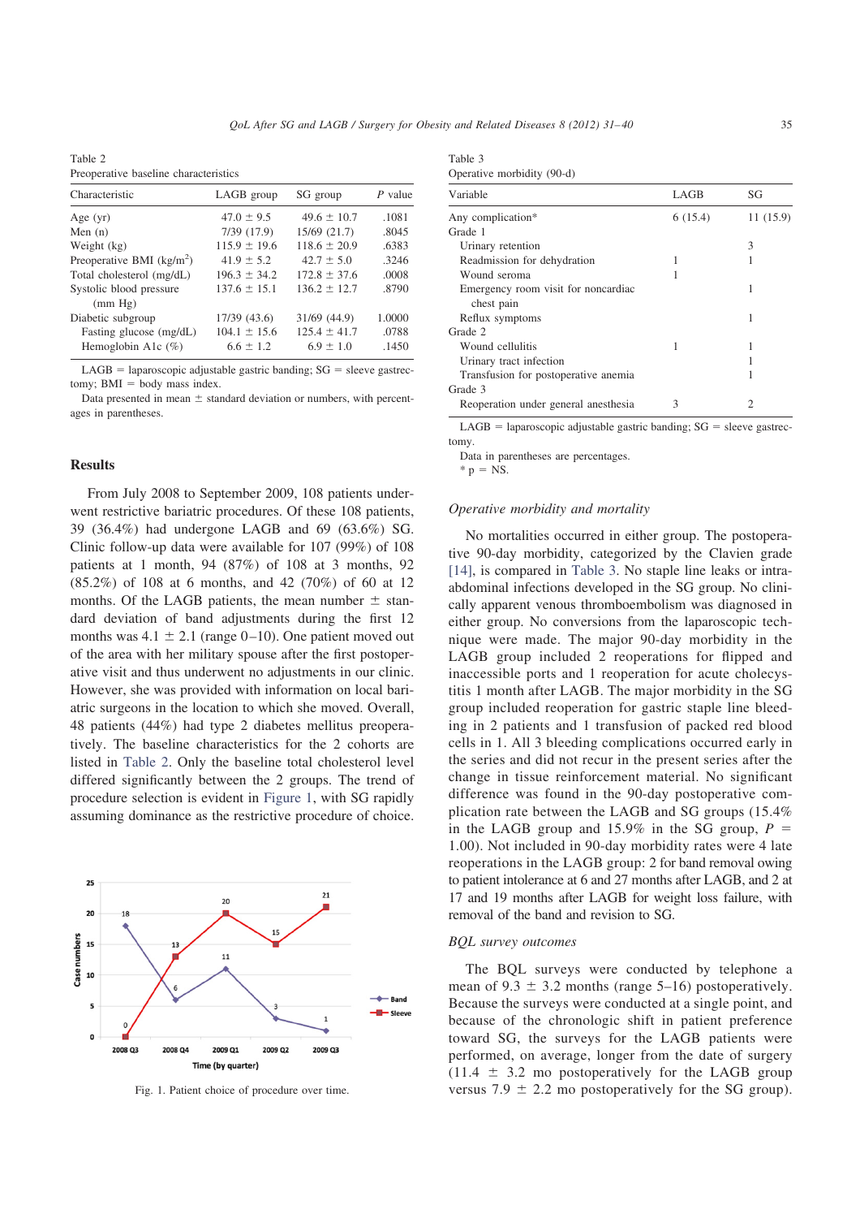Table 2
Preoperative baseline characteristics

| Characteristic | LAGB group | SG group | P value |
|---|---|---|---|
| Age (yr) | 47.0 ± 9.5 | 49.6 ± 10.7 | .1081 |
| Men (n) | 7/39 (17.9) | 15/69 (21.7) | .8045 |
| Weight (kg) | 115.9 ± 19.6 | 118.6 ± 20.9 | .6383 |
| Preoperative BMI (kg/m$^2$) | 41.9 ± 5.2 | 42.7 ± 5.0 | .3246 |
| Total cholesterol (mg/dL) | 196.3 ± 34.2 | 172.8 ± 37.6 | .0008 |
| Systolic blood pressure (mm Hg) | 137.6 ± 15.1 | 136.2 ± 12.7 | .8790 |
| Diabetic subgroup | 17/39 (43.6) | 31/69 (44.9) | 1.0000 |
| Fasting glucose (mg/dL) | 104.1 ± 15.6 | 125.4 ± 41.7 | .0788 |
| Hemoglobin A1c (%) | 6.6 ± 1.2 | 6.9 ± 1.0 | .1450 |

LAGB = laparoscopic adjustable gastric banding; SG = sleeve gastrectomy; BMI = body mass index.

Data presented in mean ± standard deviation or numbers, with percentages in parentheses.

## Results

From July 2008 to September 2009, 108 patients underwent restrictive bariatric procedures. Of these 108 patients, 39 (36.4%) had undergone LAGB and 69 (63.6%) SG. Clinic follow-up data were available for 107 (99%) of 108 patients at 1 month, 94 (87%) of 108 at 3 months, 92 (85.2%) of 108 at 6 months, and 42 (70%) of 60 at 12 months. Of the LAGB patients, the mean number ± standard deviation of band adjustments during the first 12 months was 4.1 ± 2.1 (range 0–10). One patient moved out of the area with her military spouse after the first postoperative visit and thus underwent no adjustments in our clinic. However, she was provided with information on local bariatric surgeons in the location to which she moved. Overall, 48 patients (44%) had type 2 diabetes mellitus preoperatively. The baseline characteristics for the 2 cohorts are listed in Table 2. Only the baseline total cholesterol level differed significantly between the 2 groups. The trend of procedure selection is evident in Figure 1, with SG rapidly assuming dominance as the restrictive procedure of choice.

25
20
15
10
5
0
Case numbers
18
6
11
3
1
0
13
20
15
21
2008 Q3
2008 Q4
2009 Q1
2009 Q2
2009 Q3
Time (by quarter)
Band
Sleeve

Fig. 1. Patient choice of procedure over time.

Table 3
Operative morbidity (90-d)

| Variable | LAGB | SG |
|---|---|---|
| Any complication* | 6 (15.4) | 11 (15.9) |
| Grade 1 | | |
| Urinary retention | | 3 |
| Readmission for dehydration | 1 | 1 |
| Wound seroma | 1 | |
| Emergency room visit for noncardiac chest pain | | 1 |
| Reflux symptoms | | 1 |
| Grade 2 | | |
| Wound cellulitis | 1 | 1 |
| Urinary tract infection | | 1 |
| Transfusion for postoperative anemia | | 1 |
| Grade 3 | | |
| Reoperation under general anesthesia | 3 | 2 |

LAGB = laparoscopic adjustable gastric banding; SG = sleeve gastrectomy.

Data in parentheses are percentages.

* p = NS.

### Operative morbidity and mortality

No mortalities occurred in either group. The postoperative 90-day morbidity, categorized by the Clavien grade [14], is compared in Table 3. No staple line leaks or intra-abdominal infections developed in the SG group. No clinically apparent venous thromboembolism was diagnosed in either group. No conversions from the laparoscopic technique were made. The major 90-day morbidity in the LAGB group included 2 reoperations for flipped and inaccessible ports and 1 reoperation for acute cholecystitis 1 month after LAGB. The major morbidity in the SG group included reoperation for gastric staple line bleeding in 2 patients and 1 transfusion of packed red blood cells in 1. All 3 bleeding complications occurred early in the series and did not recur in the present series after the change in tissue reinforcement material. No significant difference was found in the 90-day postoperative complication rate between the LAGB and SG groups (15.4% in the LAGB group and 15.9% in the SG group, $P$ = 1.00). Not included in 90-day morbidity rates were 4 late reoperations in the LAGB group: 2 for band removal owing to patient intolerance at 6 and 27 months after LAGB, and 2 at 17 and 19 months after LAGB for weight loss failure, with removal of the band and revision to SG.

### BQL survey outcomes

The BQL surveys were conducted by telephone a mean of 9.3 ± 3.2 months (range 5–16) postoperatively. Because the surveys were conducted at a single point, and because of the chronologic shift in patient preference toward SG, the surveys for the LAGB patients were performed, on average, longer from the date of surgery (11.4 ± 3.2 mo postoperatively for the LAGB group versus 7.9 ± 2.2 mo postoperatively for the SG group).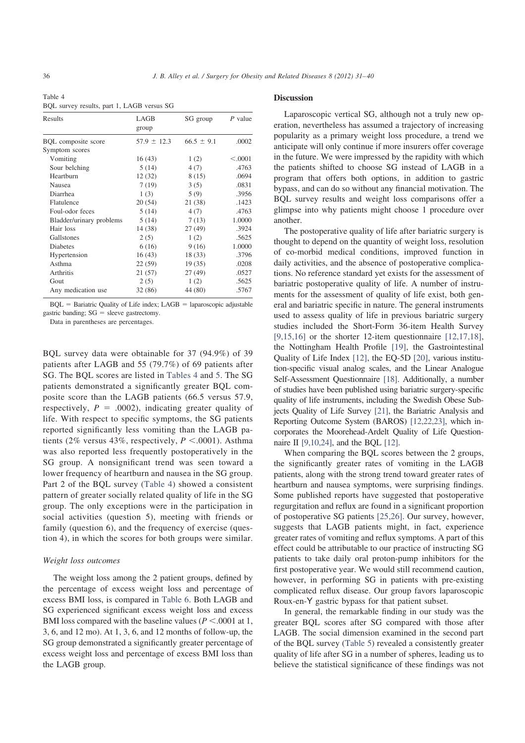Table 4
BQL survey results, part 1, LAGB versus SG

| Results | LAGB group | SG group | P value |
|---|---|---|---|
| BQL composite score | 57.9 ± 12.3 | 66.5 ± 9.1 | .0002 |
| Symptom scores | | | |
| Vomiting | 16 (43) | 1 (2) | <.0001 |
| Sour belching | 5 (14) | 4 (7) | .4763 |
| Heartburn | 12 (32) | 8 (15) | .0694 |
| Nausea | 7 (19) | 3 (5) | .0831 |
| Diarrhea | 1 (3) | 5 (9) | .3956 |
| Flatulence | 20 (54) | 21 (38) | .1423 |
| Foul-odor feces | 5 (14) | 4 (7) | .4763 |
| Bladder/urinary problems | 5 (14) | 7 (13) | 1.0000 |
| Hair loss | 14 (38) | 27 (49) | .3924 |
| Gallstones | 2 (5) | 1 (2) | .5625 |
| Diabetes | 6 (16) | 9 (16) | 1.0000 |
| Hypertension | 16 (43) | 18 (33) | .3796 |
| Asthma | 22 (59) | 19 (35) | .0208 |
| Arthritis | 21 (57) | 27 (49) | .0527 |
| Gout | 2 (5) | 1 (2) | .5625 |
| Any medication use | 32 (86) | 44 (80) | .5767 |

BQL = Bariatric Quality of Life index; LAGB = laparoscopic adjustable gastric banding; SG = sleeve gastrectomy.

Data in parentheses are percentages.

BQL survey data were obtainable for 37 (94.9%) of 39 patients after LAGB and 55 (79.7%) of 69 patients after SG. The BQL scores are listed in Tables 4 and 5. The SG patients demonstrated a significantly greater BQL composite score than the LAGB patients (66.5 versus 57.9, respectively, $P = .0002$), indicating greater quality of life. With respect to specific symptoms, the SG patients reported significantly less vomiting than the LAGB patients (2% versus 43%, respectively, $P < .0001$). Asthma was also reported less frequently postoperatively in the SG group. A nonsignificant trend was seen toward a lower frequency of heartburn and nausea in the SG group. Part 2 of the BQL survey (Table 4) showed a consistent pattern of greater socially related quality of life in the SG group. The only exceptions were in the participation in social activities (question 5), meeting with friends or family (question 6), and the frequency of exercise (question 4), in which the scores for both groups were similar.

### *Weight loss outcomes*

The weight loss among the 2 patient groups, defined by the percentage of excess weight loss and percentage of excess BMI loss, is compared in Table 6. Both LAGB and SG experienced significant excess weight loss and excess BMI loss compared with the baseline values ($P < .0001$ at 1, 3, 6, and 12 mo). At 1, 3, 6, and 12 months of follow-up, the SG group demonstrated a significantly greater percentage of excess weight loss and percentage of excess BMI loss than the LAGB group.

## Discussion

Laparoscopic vertical SG, although not a truly new operation, nevertheless has assumed a trajectory of increasing popularity as a primary weight loss procedure, a trend we anticipate will only continue if more insurers offer coverage in the future. We were impressed by the rapidity with which the patients shifted to choose SG instead of LAGB in a program that offers both options, in addition to gastric bypass, and can do so without any financial motivation. The BQL survey results and weight loss comparisons offer a glimpse into why patients might choose 1 procedure over another.

The postoperative quality of life after bariatric surgery is thought to depend on the quantity of weight loss, resolution of co-morbid medical conditions, improved function in daily activities, and the absence of postoperative complications. No reference standard yet exists for the assessment of bariatric postoperative quality of life. A number of instruments for the assessment of quality of life exist, both general and bariatric specific in nature. The general instruments used to assess quality of life in previous bariatric surgery studies included the Short-Form 36-item Health Survey [9,15,16] or the shorter 12-item questionnaire [12,17,18], the Nottingham Health Profile [19], the Gastrointestinal Quality of Life Index [12], the EQ-5D [20], various institution-specific visual analog scales, and the Linear Analogue Self-Assessment Questionnaire [18]. Additionally, a number of studies have been published using bariatric surgery-specific quality of life instruments, including the Swedish Obese Subjects Quality of Life Survey [21], the Bariatric Analysis and Reporting Outcome System (BAROS) [12,22,23], which incorporates the Moorehead-Ardelt Quality of Life Questionnaire II [9,10,24], and the BQL [12].

When comparing the BQL scores between the 2 groups, the significantly greater rates of vomiting in the LAGB patients, along with the strong trend toward greater rates of heartburn and nausea symptoms, were surprising findings. Some published reports have suggested that postoperative regurgitation and reflux are found in a significant proportion of postoperative SG patients [25,26]. Our survey, however, suggests that LAGB patients might, in fact, experience greater rates of vomiting and reflux symptoms. A part of this effect could be attributable to our practice of instructing SG patients to take daily oral proton-pump inhibitors for the first postoperative year. We would still recommend caution, however, in performing SG in patients with pre-existing complicated reflux disease. Our group favors laparoscopic Roux-en-Y gastric bypass for that patient subset.

In general, the remarkable finding in our study was the greater BQL scores after SG compared with those after LAGB. The social dimension examined in the second part of the BQL survey (Table 5) revealed a consistently greater quality of life after SG in a number of spheres, leading us to believe the statistical significance of these findings was not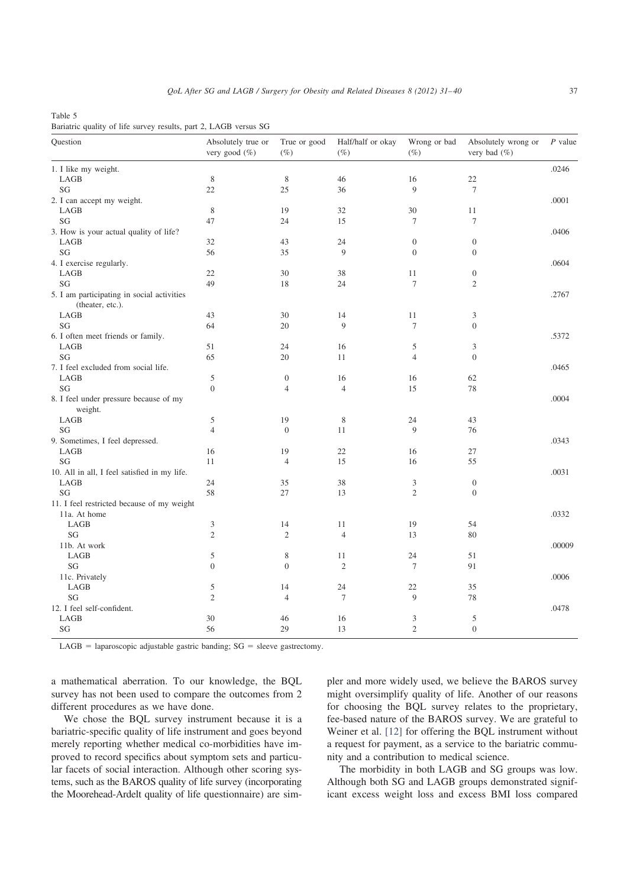Table 5
Bariatric quality of life survey results, part 2, LAGB versus SG

| Question | Absolutely true or very good (%) | True or good (%) | Half/half or okay (%) | Wrong or bad (%) | Absolutely wrong or very bad (%) | P value |
|---|---|---|---|---|---|---|
| 1. I like my weight. | | | | | | .0246 |
| LAGB | 8 | 8 | 46 | 16 | 22 | |
| SG | 22 | 25 | 36 | 9 | 7 | |
| 2. I can accept my weight. | | | | | | .0001 |
| LAGB | 8 | 19 | 32 | 30 | 11 | |
| SG | 47 | 24 | 15 | 7 | 7 | |
| 3. How is your actual quality of life? | | | | | | .0406 |
| LAGB | 32 | 43 | 24 | 0 | 0 | |
| SG | 56 | 35 | 9 | 0 | 0 | |
| 4. I exercise regularly. | | | | | | .0604 |
| LAGB | 22 | 30 | 38 | 11 | 0 | |
| SG | 49 | 18 | 24 | 7 | 2 | |
| 5. I am participating in social activities (theater, etc.). | | | | | | .2767 |
| LAGB | 43 | 30 | 14 | 11 | 3 | |
| SG | 64 | 20 | 9 | 7 | 0 | |
| 6. I often meet friends or family. | | | | | | .5372 |
| LAGB | 51 | 24 | 16 | 5 | 3 | |
| SG | 65 | 20 | 11 | 4 | 0 | |
| 7. I feel excluded from social life. | | | | | | .0465 |
| LAGB | 5 | 0 | 16 | 16 | 62 | |
| SG | 0 | 4 | 4 | 15 | 78 | |
| 8. I feel under pressure because of my weight. | | | | | | .0004 |
| LAGB | 5 | 19 | 8 | 24 | 43 | |
| SG | 4 | 0 | 11 | 9 | 76 | |
| 9. Sometimes, I feel depressed. | | | | | | .0343 |
| LAGB | 16 | 19 | 22 | 16 | 27 | |
| SG | 11 | 4 | 15 | 16 | 55 | |
| 10. All in all, I feel satisfied in my life. | | | | | | .0031 |
| LAGB | 24 | 35 | 38 | 3 | 0 | |
| SG | 58 | 27 | 13 | 2 | 0 | |
| 11. I feel restricted because of my weight | | | | | | |
| 11a. At home | | | | | | .0332 |
| LAGB | 3 | 14 | 11 | 19 | 54 | |
| SG | 2 | 2 | 4 | 13 | 80 | |
| 11b. At work | | | | | | .00009 |
| LAGB | 5 | 8 | 11 | 24 | 51 | |
| SG | 0 | 0 | 2 | 7 | 91 | |
| 11c. Privately | | | | | | .0006 |
| LAGB | 5 | 14 | 24 | 22 | 35 | |
| SG | 2 | 4 | 7 | 9 | 78 | |
| 12. I feel self-confident. | | | | | | .0478 |
| LAGB | 30 | 46 | 16 | 3 | 5 | |
| SG | 56 | 29 | 13 | 2 | 0 | |

LAGB = laparoscopic adjustable gastric banding; SG = sleeve gastrectomy.

a mathematical aberration. To our knowledge, the BQL survey has not been used to compare the outcomes from 2 different procedures as we have done.

We chose the BQL survey instrument because it is a bariatric-specific quality of life instrument and goes beyond merely reporting whether medical co-morbidities have improved to record specifics about symptom sets and particular facets of social interaction. Although other scoring systems, such as the BAROS quality of life survey (incorporating the Moorehead-Ardelt quality of life questionnaire) are simpler and more widely used, we believe the BAROS survey might oversimplify quality of life. Another of our reasons for choosing the BQL survey relates to the proprietary, fee-based nature of the BAROS survey. We are grateful to Weiner et al. [12] for offering the BQL instrument without a request for payment, as a service to the bariatric community and a contribution to medical science.

The morbidity in both LAGB and SG groups was low. Although both SG and LAGB groups demonstrated significant excess weight loss and excess BMI loss compared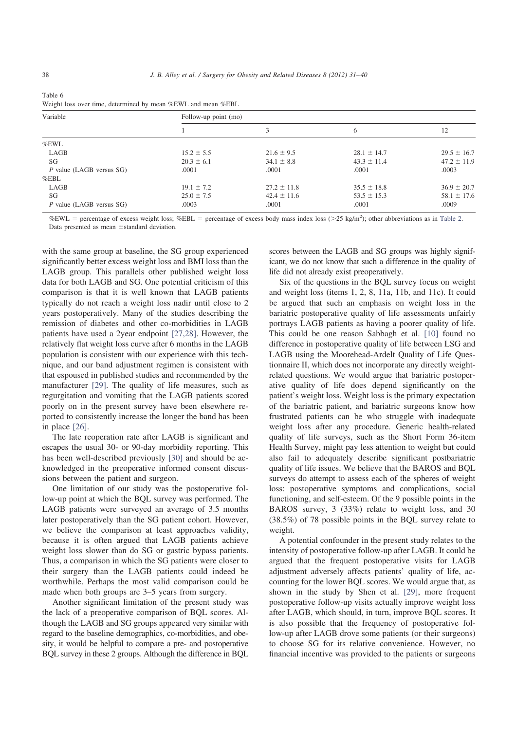Table 6
Weight loss over time, determined by mean %EWL and mean %EBL

| Variable | Follow-up point (mo) | | | |
|---|---|---|---|---|
| | 1 | 3 | 6 | 12 |
| %EWL | | | | |
| LAGB | 15.2 ± 5.5 | 21.6 ± 9.5 | 28.1 ± 14.7 | 29.5 ± 16.7 |
| SG | 20.3 ± 6.1 | 34.1 ± 8.8 | 43.3 ± 11.4 | 47.2 ± 11.9 |
| *P* value (LAGB versus SG) | .0001 | .0001 | .0001 | .0003 |
| %EBL | | | | |
| LAGB | 19.1 ± 7.2 | 27.2 ± 11.8 | 35.5 ± 18.8 | 36.9 ± 20.7 |
| SG | 25.0 ± 7.5 | 42.4 ± 11.6 | 53.5 ± 15.3 | 58.1 ± 17.6 |
| *P* value (LAGB versus SG) | .0003 | .0001 | .0001 | .0009 |

%EWL = percentage of excess weight loss; %EBL = percentage of excess body mass index loss (>25 kg/m$^2$); other abbreviations as in Table 2.
Data presented as mean ±standard deviation.

with the same group at baseline, the SG group experienced significantly better excess weight loss and BMI loss than the LAGB group. This parallels other published weight loss data for both LAGB and SG. One potential criticism of this comparison is that it is well known that LAGB patients typically do not reach a weight loss nadir until close to 2 years postoperatively. Many of the studies describing the remission of diabetes and other co-morbidities in LAGB patients have used a 2year endpoint [27,28]. However, the relatively flat weight loss curve after 6 months in the LAGB population is consistent with our experience with this technique, and our band adjustment regimen is consistent with that espoused in published studies and recommended by the manufacturer [29]. The quality of life measures, such as regurgitation and vomiting that the LAGB patients scored poorly on in the present survey have been elsewhere reported to consistently increase the longer the band has been in place [26].

The late reoperation rate after LAGB is significant and escapes the usual 30- or 90-day morbidity reporting. This has been well-described previously [30] and should be acknowledged in the preoperative informed consent discussions between the patient and surgeon.

One limitation of our study was the postoperative follow-up point at which the BQL survey was performed. The LAGB patients were surveyed an average of 3.5 months later postoperatively than the SG patient cohort. However, we believe the comparison at least approaches validity, because it is often argued that LAGB patients achieve weight loss slower than do SG or gastric bypass patients. Thus, a comparison in which the SG patients were closer to their surgery than the LAGB patients could indeed be worthwhile. Perhaps the most valid comparison could be made when both groups are 3–5 years from surgery.

Another significant limitation of the present study was the lack of a preoperative comparison of BQL scores. Although the LAGB and SG groups appeared very similar with regard to the baseline demographics, co-morbidities, and obesity, it would be helpful to compare a pre- and postoperative BQL survey in these 2 groups. Although the difference in BQL scores between the LAGB and SG groups was highly significant, we do not know that such a difference in the quality of life did not already exist preoperatively.

Six of the questions in the BQL survey focus on weight and weight loss (items 1, 2, 8, 11a, 11b, and 11c). It could be argued that such an emphasis on weight loss in the bariatric postoperative quality of life assessments unfairly portrays LAGB patients as having a poorer quality of life. This could be one reason Sabbagh et al. [10] found no difference in postoperative quality of life between LSG and LAGB using the Moorehead-Ardelt Quality of Life Questionnaire II, which does not incorporate any directly weight-related questions. We would argue that bariatric postoperative quality of life does depend significantly on the patient's weight loss. Weight loss is the primary expectation of the bariatric patient, and bariatric surgeons know how frustrated patients can be who struggle with inadequate weight loss after any procedure. Generic health-related quality of life surveys, such as the Short Form 36-item Health Survey, might pay less attention to weight but could also fail to adequately describe significant postbariatric quality of life issues. We believe that the BAROS and BQL surveys do attempt to assess each of the spheres of weight loss: postoperative symptoms and complications, social functioning, and self-esteem. Of the 9 possible points in the BAROS survey, 3 (33%) relate to weight loss, and 30 (38.5%) of 78 possible points in the BQL survey relate to weight.

A potential confounder in the present study relates to the intensity of postoperative follow-up after LAGB. It could be argued that the frequent postoperative visits for LAGB adjustment adversely affects patients' quality of life, accounting for the lower BQL scores. We would argue that, as shown in the study by Shen et al. [29], more frequent postoperative follow-up visits actually improve weight loss after LAGB, which should, in turn, improve BQL scores. It is also possible that the frequency of postoperative follow-up after LAGB drove some patients (or their surgeons) to choose SG for its relative convenience. However, no financial incentive was provided to the patients or surgeons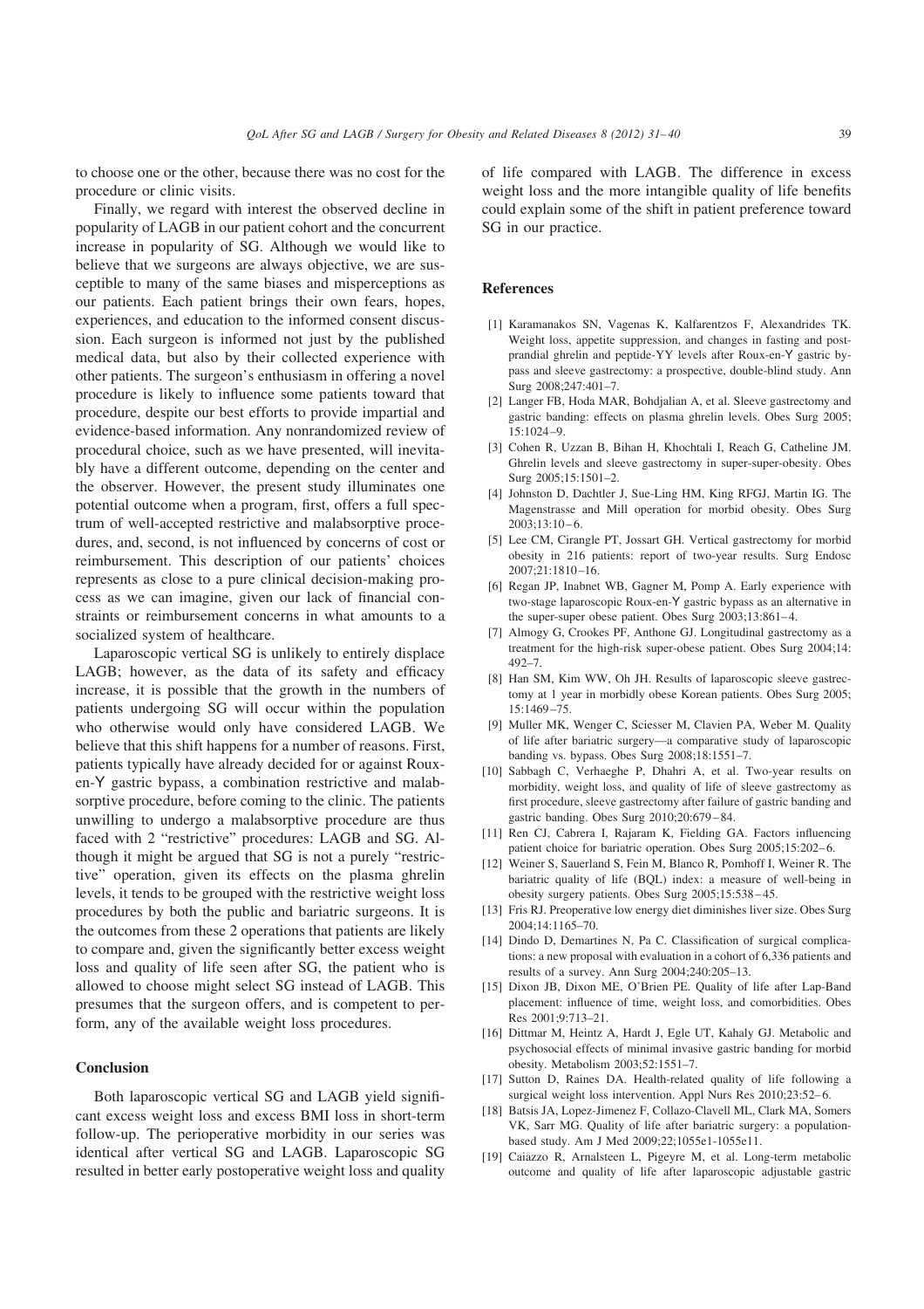to choose one or the other, because there was no cost for the procedure or clinic visits.

Finally, we regard with interest the observed decline in popularity of LAGB in our patient cohort and the concurrent increase in popularity of SG. Although we would like to believe that we surgeons are always objective, we are susceptible to many of the same biases and misperceptions as our patients. Each patient brings their own fears, hopes, experiences, and education to the informed consent discussion. Each surgeon is informed not just by the published medical data, but also by their collected experience with other patients. The surgeon's enthusiasm in offering a novel procedure is likely to influence some patients toward that procedure, despite our best efforts to provide impartial and evidence-based information. Any nonrandomized review of procedural choice, such as we have presented, will inevitably have a different outcome, depending on the center and the observer. However, the present study illuminates one potential outcome when a program, first, offers a full spectrum of well-accepted restrictive and malabsorptive procedures, and, second, is not influenced by concerns of cost or reimbursement. This description of our patients' choices represents as close to a pure clinical decision-making process as we can imagine, given our lack of financial constraints or reimbursement concerns in what amounts to a socialized system of healthcare.

Laparoscopic vertical SG is unlikely to entirely displace LAGB; however, as the data of its safety and efficacy increase, it is possible that the growth in the numbers of patients undergoing SG will occur within the population who otherwise would only have considered LAGB. We believe that this shift happens for a number of reasons. First, patients typically have already decided for or against Roux-en-Y gastric bypass, a combination restrictive and malabsorptive procedure, before coming to the clinic. The patients unwilling to undergo a malabsorptive procedure are thus faced with 2 "restrictive" procedures: LAGB and SG. Although it might be argued that SG is not a purely "restrictive" operation, given its effects on the plasma ghrelin levels, it tends to be grouped with the restrictive weight loss procedures by both the public and bariatric surgeons. It is the outcomes from these 2 operations that patients are likely to compare and, given the significantly better excess weight loss and quality of life seen after SG, the patient who is allowed to choose might select SG instead of LAGB. This presumes that the surgeon offers, and is competent to perform, any of the available weight loss procedures.

## Conclusion

Both laparoscopic vertical SG and LAGB yield significant excess weight loss and excess BMI loss in short-term follow-up. The perioperative morbidity in our series was identical after vertical SG and LAGB. Laparoscopic SG resulted in better early postoperative weight loss and quality of life compared with LAGB. The difference in excess weight loss and the more intangible quality of life benefits could explain some of the shift in patient preference toward SG in our practice.

## References

[1] Karamanakos SN, Vagenas K, Kalfarentzos F, Alexandrides TK. Weight loss, appetite suppression, and changes in fasting and postprandial ghrelin and peptide-YY levels after Roux-en-Y gastric bypass and sleeve gastrectomy: a prospective, double-blind study. Ann Surg 2008;247:401–7.

[2] Langer FB, Hoda MAR, Bohdjalian A, et al. Sleeve gastrectomy and gastric banding: effects on plasma ghrelin levels. Obes Surg 2005;15:1024–9.

[3] Cohen R, Uzzan B, Bihan H, Khochtali I, Reach G, Catheline JM. Ghrelin levels and sleeve gastrectomy in super-super-obesity. Obes Surg 2005;15:1501–2.

[4] Johnston D, Dachtler J, Sue-Ling HM, King RFGJ, Martin IG. The Magenstrasse and Mill operation for morbid obesity. Obes Surg 2003;13:10–6.

[5] Lee CM, Cirangle PT, Jossart GH. Vertical gastrectomy for morbid obesity in 216 patients: report of two-year results. Surg Endosc 2007;21:1810–16.

[6] Regan JP, Inabnet WB, Gagner M, Pomp A. Early experience with two-stage laparoscopic Roux-en-Y gastric bypass as an alternative in the super-super obese patient. Obes Surg 2003;13:861–4.

[7] Almogy G, Crookes PF, Anthone GJ. Longitudinal gastrectomy as a treatment for the high-risk super-obese patient. Obes Surg 2004;14:492–7.

[8] Han SM, Kim WW, Oh JH. Results of laparoscopic sleeve gastrectomy at 1 year in morbidly obese Korean patients. Obes Surg 2005;15:1469–75.

[9] Muller MK, Wenger C, Sciesser M, Clavien PA, Weber M. Quality of life after bariatric surgery—a comparative study of laparoscopic banding vs. bypass. Obes Surg 2008;18:1551–7.

[10] Sabbagh C, Verhaeghe P, Dhahri A, et al. Two-year results on morbidity, weight loss, and quality of life of sleeve gastrectomy as first procedure, sleeve gastrectomy after failure of gastric banding and gastric banding. Obes Surg 2010;20:679–84.

[11] Ren CJ, Cabrera I, Rajaram K, Fielding GA. Factors influencing patient choice for bariatric operation. Obes Surg 2005;15:202–6.

[12] Weiner S, Sauerland S, Fein M, Blanco R, Pomhoff I, Weiner R. The bariatric quality of life (BQL) index: a measure of well-being in obesity surgery patients. Obes Surg 2005;15:538–45.

[13] Fris RJ. Preoperative low energy diet diminishes liver size. Obes Surg 2004;14:1165–70.

[14] Dindo D, Demartines N, Pa C. Classification of surgical complications: a new proposal with evaluation in a cohort of 6,336 patients and results of a survey. Ann Surg 2004;240:205–13.

[15] Dixon JB, Dixon ME, O'Brien PE. Quality of life after Lap-Band placement: influence of time, weight loss, and comorbidities. Obes Res 2001;9:713–21.

[16] Dittmar M, Heintz A, Hardt J, Egle UT, Kahaly GJ. Metabolic and psychosocial effects of minimal invasive gastric banding for morbid obesity. Metabolism 2003;52:1551–7.

[17] Sutton D, Raines DA. Health-related quality of life following a surgical weight loss intervention. Appl Nurs Res 2010;23:52–6.

[18] Batsis JA, Lopez-Jimenez F, Collazo-Clavell ML, Clark MA, Somers VK, Sarr MG. Quality of life after bariatric surgery: a population-based study. Am J Med 2009;22;1055e1-1055e11.

[19] Caiazzo R, Arnalsteen L, Pigeyre M, et al. Long-term metabolic outcome and quality of life after laparoscopic adjustable gastric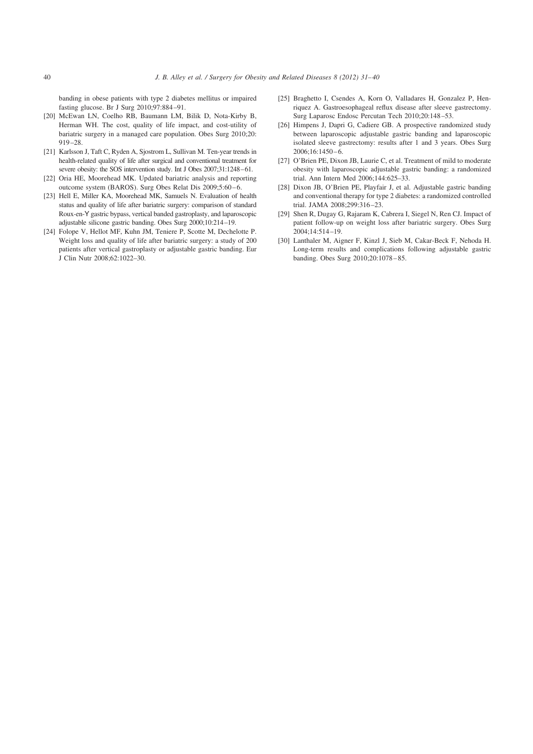banding in obese patients with type 2 diabetes mellitus or impaired fasting glucose. Br J Surg 2010;97:884–91.

[20] McEwan LN, Coelho RB, Baumann LM, Bilik D, Nota-Kirby B, Herman WH. The cost, quality of life impact, and cost-utility of bariatric surgery in a managed care population. Obes Surg 2010;20: 919–28.

[21] Karlsson J, Taft C, Ryden A, Sjostrom L, Sullivan M. Ten-year trends in health-related quality of life after surgical and conventional treatment for severe obesity: the SOS intervention study. Int J Obes 2007;31:1248–61.

[22] Oria HE, Moorehead MK. Updated bariatric analysis and reporting outcome system (BAROS). Surg Obes Relat Dis 2009;5:60–6.

[23] Hell E, Miller KA, Moorehead MK, Samuels N. Evaluation of health status and quality of life after bariatric surgery: comparison of standard Roux-en-Y gastric bypass, vertical banded gastroplasty, and laparoscopic adjustable silicone gastric banding. Obes Surg 2000;10:214–19.

[24] Folope V, Hellot MF, Kuhn JM, Teniere P, Scotte M, Dechelotte P. Weight loss and quality of life after bariatric surgery: a study of 200 patients after vertical gastroplasty or adjustable gastric banding. Eur J Clin Nutr 2008;62:1022–30.

[25] Braghetto I, Csendes A, Korn O, Valladares H, Gonzalez P, Henriquez A. Gastroesophageal reflux disease after sleeve gastrectomy. Surg Laparosc Endosc Percutan Tech 2010;20:148–53.

[26] Himpens J, Dapri G, Cadiere GB. A prospective randomized study between laparoscopic adjustable gastric banding and laparoscopic isolated sleeve gastrectomy: results after 1 and 3 years. Obes Surg 2006;16:1450–6.

[27] O'Brien PE, Dixon JB, Laurie C, et al. Treatment of mild to moderate obesity with laparoscopic adjustable gastric banding: a randomized trial. Ann Intern Med 2006;144:625–33.

[28] Dixon JB, O'Brien PE, Playfair J, et al. Adjustable gastric banding and conventional therapy for type 2 diabetes: a randomized controlled trial. JAMA 2008;299:316–23.

[29] Shen R, Dugay G, Rajaram K, Cabrera I, Siegel N, Ren CJ. Impact of patient follow-up on weight loss after bariatric surgery. Obes Surg 2004;14:514–19.

[30] Lanthaler M, Aigner F, Kinzl J, Sieb M, Cakar-Beck F, Nehoda H. Long-term results and complications following adjustable gastric banding. Obes Surg 2010;20:1078–85.